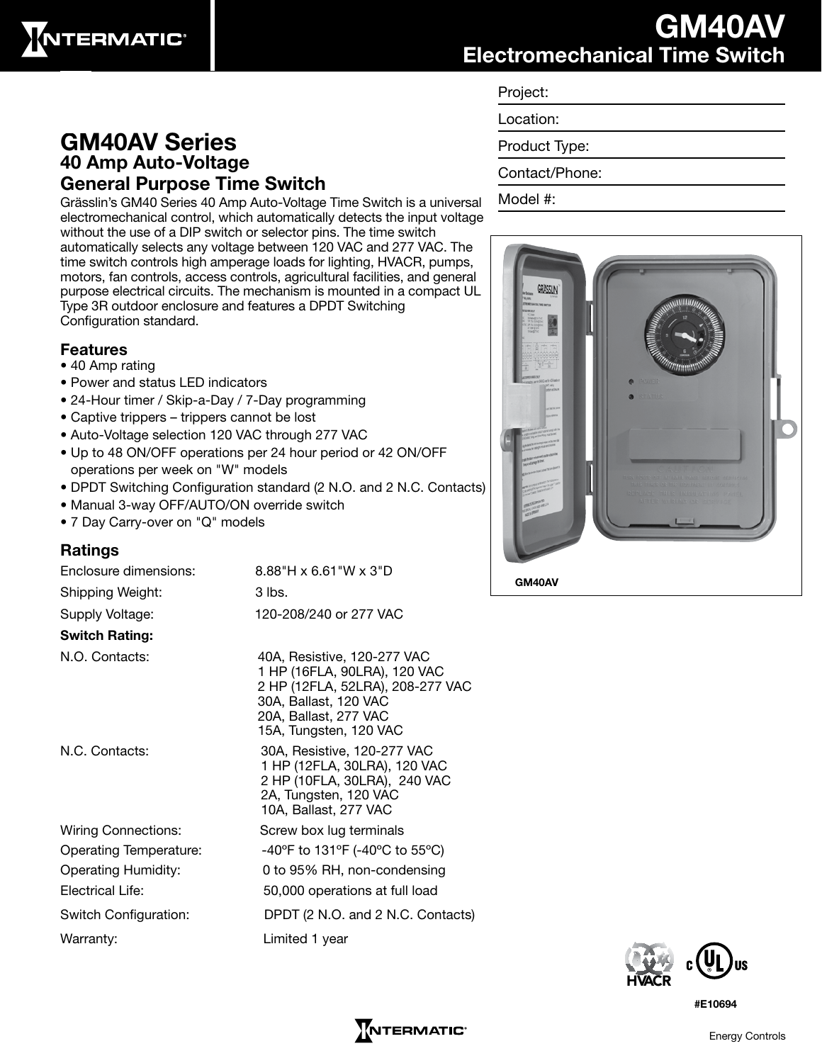# GM40AV
## Electromechanical Time Switch

| Project: |
| --- |
| Location: |
| Product Type: |
| Contact/Phone: |
| Model #: |

## GM40AV Series
### 40 Amp Auto-Voltage General Purpose Time Switch

Grässlin's GM40 Series 40 Amp Auto-Voltage Time Switch is a universal electromechanical control, which automatically detects the input voltage without the use of a DIP switch or selector pins. The time switch automatically selects any voltage between 120 VAC and 277 VAC. The time switch controls high amperage loads for lighting, HVACR, pumps, motors, fan controls, access controls, agricultural facilities, and general purpose electrical circuits. The mechanism is mounted in a compact UL Type 3R outdoor enclosure and features a DPDT Switching Configuration standard.

### Features

- 40 Amp rating
- Power and status LED indicators
- 24-Hour timer / Skip-a-Day / 7-Day programming
- Captive trippers – trippers cannot be lost
- Auto-Voltage selection 120 VAC through 277 VAC
- Up to 48 ON/OFF operations per 24 hour period or 42 ON/OFF operations per week on "W" models
- DPDT Switching Configuration standard (2 N.O. and 2 N.C. Contacts)
- Manual 3-way OFF/AUTO/ON override switch
- 7 Day Carry-over on "Q" models

### Ratings

| | |
| --- | --- |
| Enclosure dimensions: | 8.88"H x 6.61"W x 3"D |
| Shipping Weight: | 3 lbs. |
| Supply Voltage: | 120-208/240 or 277 VAC |
| **Switch Rating:** | |
| N.O. Contacts: | 40A, Resistive, 120-277 VAC<br>1 HP (16FLA, 90LRA), 120 VAC<br>2 HP (12FLA, 52LRA), 208-277 VAC<br>30A, Ballast, 120 VAC<br>20A, Ballast, 277 VAC<br>15A, Tungsten, 120 VAC |
| N.C. Contacts: | 30A, Resistive, 120-277 VAC<br>1 HP (12FLA, 30LRA), 120 VAC<br>2 HP (10FLA, 30LRA), 240 VAC<br>2A, Tungsten, 120 VAC<br>10A, Ballast, 277 VAC |
| Wiring Connections: | Screw box lug terminals |
| Operating Temperature: | -40ºF to 131ºF (-40ºC to 55ºC) |
| Operating Humidity: | 0 to 95% RH, non-condensing |
| Electrical Life: | 50,000 operations at full load |
| Switch Configuration: | DPDT (2 N.O. and 2 N.C. Contacts) |
| Warranty: | Limited 1 year |

GM40AV

#E10694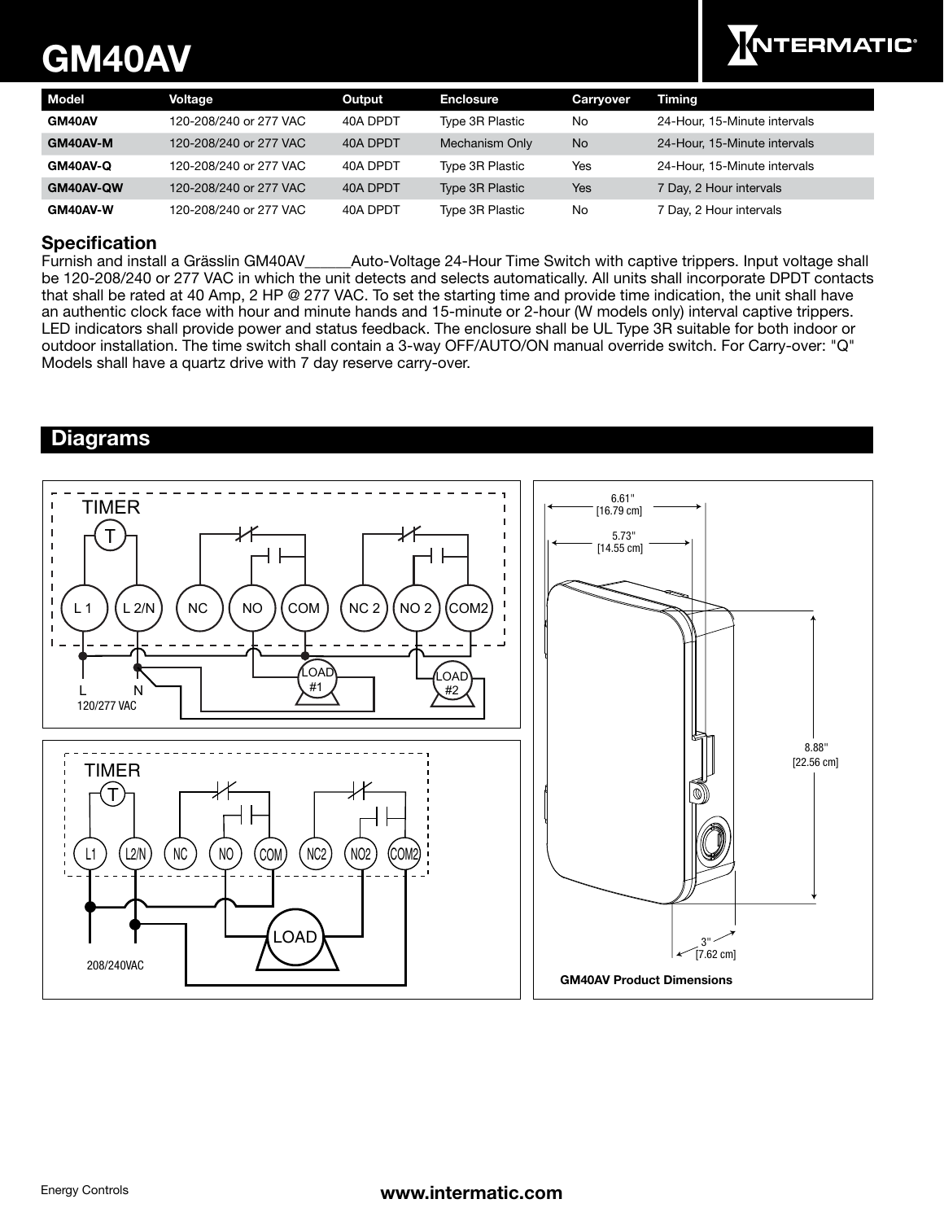# GM40AV

| Model | Voltage | Output | Enclosure | Carryover | Timing |
|---|---|---|---|---|---|
| **GM40AV** | 120-208/240 or 277 VAC | 40A DPDT | Type 3R Plastic | No | 24-Hour, 15-Minute intervals |
| **GM40AV-M** | 120-208/240 or 277 VAC | 40A DPDT | Mechanism Only | No | 24-Hour, 15-Minute intervals |
| **GM40AV-Q** | 120-208/240 or 277 VAC | 40A DPDT | Type 3R Plastic | Yes | 24-Hour, 15-Minute intervals |
| **GM40AV-QW** | 120-208/240 or 277 VAC | 40A DPDT | Type 3R Plastic | Yes | 7 Day, 2 Hour intervals |
| **GM40AV-W** | 120-208/240 or 277 VAC | 40A DPDT | Type 3R Plastic | No | 7 Day, 2 Hour intervals |

### Specification

Furnish and install a Grässlin GM40AV______Auto-Voltage 24-Hour Time Switch with captive trippers. Input voltage shall be 120-208/240 or 277 VAC in which the unit detects and selects automatically. All units shall incorporate DPDT contacts that shall be rated at 40 Amp, 2 HP @ 277 VAC. To set the starting time and provide time indication, the unit shall have an authentic clock face with hour and minute hands and 15-minute or 2-hour (W models only) interval captive trippers. LED indicators shall provide power and status feedback. The enclosure shall be UL Type 3R suitable for both indoor or outdoor installation. The time switch shall contain a 3-way OFF/AUTO/ON manual override switch. For Carry-over: "Q" Models shall have a quartz drive with 7 day reserve carry-over.

## Diagrams

TIMER
T
L 1
L 2/N
NC
NO
COM
NC 2
NO 2
COM2
LOAD #1
LOAD #2
L
N
120/277 VAC

TIMER
T
L1
L2/N
NC
NO
COM
NC2
NO2
COM2
LOAD
208/240VAC

6.61" [16.79 cm]
5.73" [14.55 cm]
8.88" [22.56 cm]
3" [7.62 cm]

GM40AV Product Dimensions